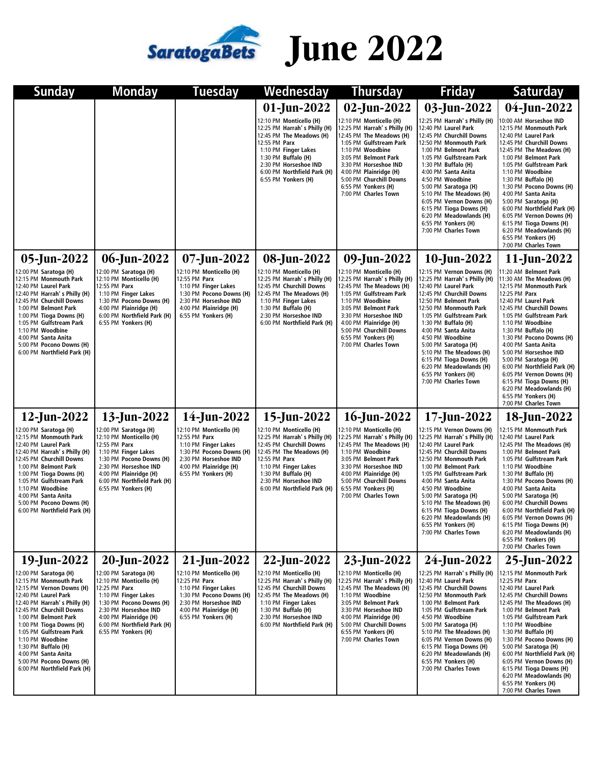# SaratogaBets June 2022

| Sunday | Monday | Tuesday | Wednesday | Thursday | Friday | Saturday |
|---|---|---|---|---|---|---|
| | | | **01-Jun-2022**<br>12:10 PM **Monticello (H)**<br>12:25 PM **Harrah' s Philly (H)**<br>12:45 PM **The Meadows (H)**<br>12:55 PM **Parx**<br>1:10 PM **Finger Lakes**<br>1:30 PM **Buffalo (H)**<br>2:30 PM **Horseshoe IND**<br>6:00 PM **Northfield Park (H)**<br>6:55 PM **Yonkers (H)** | **02-Jun-2022**<br>12:10 PM **Monticello (H)**<br>12:25 PM **Harrah' s Philly (H)**<br>12:45 PM **The Meadows (H)**<br>1:05 PM **Gulfstream Park**<br>1:10 PM **Woodbine**<br>3:05 PM **Belmont Park**<br>3:30 PM **Horseshoe IND**<br>4:00 PM **Plainridge (H)**<br>5:00 PM **Churchill Downs**<br>6:55 PM **Yonkers (H)**<br>7:00 PM **Charles Town** | **03-Jun-2022**<br>12:25 PM **Harrah' s Philly (H)**<br>12:40 PM **Laurel Park**<br>12:45 PM **Churchill Downs**<br>12:50 PM **Monmouth Park**<br>1:00 PM **Belmont Park**<br>1:05 PM **Gulfstream Park**<br>1:30 PM **Buffalo (H)**<br>4:00 PM **Santa Anita**<br>4:50 PM **Woodbine**<br>5:00 PM **Saratoga (H)**<br>5:10 PM **The Meadows (H)**<br>6:05 PM **Vernon Downs (H)**<br>6:15 PM **Tioga Downs (H)**<br>6:20 PM **Meadowlands (H)**<br>6:55 PM **Yonkers (H)**<br>7:00 PM **Charles Town** | **04-Jun-2022**<br>10:00 AM **Horseshoe IND**<br>12:15 PM **Monmouth Park**<br>12:40 PM **Laurel Park**<br>12:45 PM **Churchill Downs**<br>12:45 PM **The Meadows (H)**<br>1:00 PM **Belmont Park**<br>1:05 PM **Gulfstream Park**<br>1:10 PM **Woodbine**<br>1:30 PM **Buffalo (H)**<br>1:30 PM **Pocono Downs (H)**<br>4:00 PM **Santa Anita**<br>5:00 PM **Saratoga (H)**<br>6:00 PM **Northfield Park (H)**<br>6:05 PM **Vernon Downs (H)**<br>6:15 PM **Tioga Downs (H)**<br>6:20 PM **Meadowlands (H)**<br>6:55 PM **Yonkers (H)**<br>7:00 PM **Charles Town** |
| **05-Jun-2022**<br>12:00 PM **Saratoga (H)**<br>12:15 PM **Monmouth Park**<br>12:40 PM **Laurel Park**<br>12:40 PM **Harrah' s Philly (H)**<br>12:45 PM **Churchill Downs**<br>1:00 PM **Belmont Park**<br>1:00 PM **Tioga Downs (H)**<br>1:05 PM **Gulfstream Park**<br>1:10 PM **Woodbine**<br>4:00 PM **Santa Anita**<br>5:00 PM **Pocono Downs (H)**<br>6:00 PM **Northfield Park (H)** | **06-Jun-2022**<br>12:00 PM **Saratoga (H)**<br>12:10 PM **Monticello (H)**<br>12:55 PM **Parx**<br>1:10 PM **Finger Lakes**<br>1:30 PM **Pocono Downs (H)**<br>4:00 PM **Plainridge (H)**<br>6:00 PM **Northfield Park (H)**<br>6:55 PM **Yonkers (H)** | **07-Jun-2022**<br>12:10 PM **Monticello (H)**<br>12:55 PM **Parx**<br>1:10 PM **Finger Lakes**<br>1:30 PM **Pocono Downs (H)**<br>2:30 PM **Horseshoe IND**<br>4:00 PM **Plainridge (H)**<br>6:55 PM **Yonkers (H)** | **08-Jun-2022**<br>12:10 PM **Monticello (H)**<br>12:25 PM **Harrah' s Philly (H)**<br>12:45 PM **Churchill Downs**<br>12:45 PM **The Meadows (H)**<br>1:10 PM **Finger Lakes**<br>1:30 PM **Buffalo (H)**<br>2:30 PM **Horseshoe IND**<br>6:00 PM **Northfield Park (H)** | **09-Jun-2022**<br>12:10 PM **Monticello (H)**<br>12:25 PM **Harrah' s Philly (H)**<br>12:45 PM **The Meadows (H)**<br>1:05 PM **Gulfstream Park**<br>1:10 PM **Woodbine**<br>3:05 PM **Belmont Park**<br>3:30 PM **Horseshoe IND**<br>4:00 PM **Plainridge (H)**<br>5:00 PM **Churchill Downs**<br>6:55 PM **Yonkers (H)**<br>7:00 PM **Charles Town** | **10-Jun-2022**<br>12:15 PM **Vernon Downs (H)**<br>12:25 PM **Harrah' s Philly (H)**<br>12:40 PM **Laurel Park**<br>12:45 PM **Churchill Downs**<br>12:50 PM **Belmont Park**<br>12:50 PM **Monmouth Park**<br>1:05 PM **Gulfstream Park**<br>1:30 PM **Buffalo (H)**<br>4:00 PM **Santa Anita**<br>4:50 PM **Woodbine**<br>5:00 PM **Saratoga (H)**<br>5:10 PM **The Meadows (H)**<br>6:15 PM **Tioga Downs (H)**<br>6:20 PM **Meadowlands (H)**<br>6:55 PM **Yonkers (H)**<br>7:00 PM **Charles Town** | **11-Jun-2022**<br>11:20 AM **Belmont Park**<br>11:30 AM **The Meadows (H)**<br>12:15 PM **Monmouth Park**<br>12:25 PM **Parx**<br>12:40 PM **Laurel Park**<br>12:45 PM **Churchill Downs**<br>1:05 PM **Gulfstream Park**<br>1:10 PM **Woodbine**<br>1:30 PM **Buffalo (H)**<br>1:30 PM **Pocono Downs (H)**<br>4:00 PM **Santa Anita**<br>5:00 PM **Horseshoe IND**<br>5:00 PM **Saratoga (H)**<br>6:00 PM **Northfield Park (H)**<br>6:05 PM **Vernon Downs (H)**<br>6:15 PM **Tioga Downs (H)**<br>6:20 PM **Meadowlands (H)**<br>6:55 PM **Yonkers (H)**<br>7:00 PM **Charles Town** |
| **12-Jun-2022**<br>12:00 PM **Saratoga (H)**<br>12:15 PM **Monmouth Park**<br>12:40 PM **Laurel Park**<br>12:40 PM **Harrah' s Philly (H)**<br>12:45 PM **Churchill Downs**<br>1:00 PM **Belmont Park**<br>1:00 PM **Tioga Downs (H)**<br>1:05 PM **Gulfstream Park**<br>1:10 PM **Woodbine**<br>4:00 PM **Santa Anita**<br>5:00 PM **Pocono Downs (H)**<br>6:00 PM **Northfield Park (H)** | **13-Jun-2022**<br>12:00 PM **Saratoga (H)**<br>12:10 PM **Monticello (H)**<br>12:55 PM **Parx**<br>1:10 PM **Finger Lakes**<br>1:30 PM **Pocono Downs (H)**<br>2:30 PM **Horseshoe IND**<br>4:00 PM **Plainridge (H)**<br>6:00 PM **Northfield Park (H)**<br>6:55 PM **Yonkers (H)** | **14-Jun-2022**<br>12:10 PM **Monticello (H)**<br>12:55 PM **Parx**<br>1:10 PM **Finger Lakes**<br>1:30 PM **Pocono Downs (H)**<br>2:30 PM **Horseshoe IND**<br>4:00 PM **Plainridge (H)**<br>6:55 PM **Yonkers (H)** | **15-Jun-2022**<br>12:10 PM **Monticello (H)**<br>12:25 PM **Harrah' s Philly (H)**<br>12:45 PM **Churchill Downs**<br>12:45 PM **The Meadows (H)**<br>12:55 PM **Parx**<br>1:10 PM **Finger Lakes**<br>1:30 PM **Buffalo (H)**<br>2:30 PM **Horseshoe IND**<br>6:00 PM **Northfield Park (H)** | **16-Jun-2022**<br>12:10 PM **Monticello (H)**<br>12:25 PM **Harrah' s Philly (H)**<br>12:45 PM **The Meadows (H)**<br>1:10 PM **Woodbine**<br>3:05 PM **Belmont Park**<br>3:30 PM **Horseshoe IND**<br>4:00 PM **Plainridge (H)**<br>5:00 PM **Churchill Downs**<br>6:55 PM **Yonkers (H)**<br>7:00 PM **Charles Town** | **17-Jun-2022**<br>12:15 PM **Vernon Downs (H)**<br>12:25 PM **Harrah' s Philly (H)**<br>12:40 PM **Laurel Park**<br>12:45 PM **Churchill Downs**<br>12:50 PM **Monmouth Park**<br>1:00 PM **Belmont Park**<br>1:05 PM **Gulfstream Park**<br>4:00 PM **Santa Anita**<br>4:50 PM **Woodbine**<br>5:00 PM **Saratoga (H)**<br>5:10 PM **The Meadows (H)**<br>6:15 PM **Tioga Downs (H)**<br>6:20 PM **Meadowlands (H)**<br>6:55 PM **Yonkers (H)**<br>7:00 PM **Charles Town** | **18-Jun-2022**<br>12:15 PM **Monmouth Park**<br>12:40 PM **Laurel Park**<br>12:45 PM **The Meadows (H)**<br>1:00 PM **Belmont Park**<br>1:05 PM **Gulfstream Park**<br>1:10 PM **Woodbine**<br>1:30 PM **Buffalo (H)**<br>1:30 PM **Pocono Downs (H)**<br>4:00 PM **Santa Anita**<br>5:00 PM **Saratoga (H)**<br>6:00 PM **Churchill Downs**<br>6:00 PM **Northfield Park (H)**<br>6:05 PM **Vernon Downs (H)**<br>6:15 PM **Tioga Downs (H)**<br>6:20 PM **Meadowlands (H)**<br>6:55 PM **Yonkers (H)**<br>7:00 PM **Charles Town** |
| **19-Jun-2022**<br>12:00 PM **Saratoga (H)**<br>12:15 PM **Monmouth Park**<br>12:15 PM **Vernon Downs (H)**<br>12:40 PM **Laurel Park**<br>12:40 PM **Harrah' s Philly (H)**<br>12:45 PM **Churchill Downs**<br>1:00 PM **Belmont Park**<br>1:00 PM **Tioga Downs (H)**<br>1:05 PM **Gulfstream Park**<br>1:10 PM **Woodbine**<br>1:30 PM **Buffalo (H)**<br>4:00 PM **Santa Anita**<br>5:00 PM **Pocono Downs (H)**<br>6:00 PM **Northfield Park (H)** | **20-Jun-2022**<br>12:00 PM **Saratoga (H)**<br>12:10 PM **Monticello (H)**<br>12:25 PM **Parx**<br>1:10 PM **Finger Lakes**<br>1:30 PM **Pocono Downs (H)**<br>2:30 PM **Horseshoe IND**<br>4:00 PM **Plainridge (H)**<br>6:00 PM **Northfield Park (H)**<br>6:55 PM **Yonkers (H)** | **21-Jun-2022**<br>12:10 PM **Monticello (H)**<br>12:25 PM **Parx**<br>1:10 PM **Finger Lakes**<br>1:30 PM **Pocono Downs (H)**<br>2:30 PM **Horseshoe IND**<br>4:00 PM **Plainridge (H)**<br>6:55 PM **Yonkers (H)** | **22-Jun-2022**<br>12:10 PM **Monticello (H)**<br>12:25 PM **Harrah' s Philly (H)**<br>12:45 PM **Churchill Downs**<br>12:45 PM **The Meadows (H)**<br>1:10 PM **Finger Lakes**<br>1:30 PM **Buffalo (H)**<br>2:30 PM **Horseshoe IND**<br>6:00 PM **Northfield Park (H)** | **23-Jun-2022**<br>12:10 PM **Monticello (H)**<br>12:25 PM **Harrah' s Philly (H)**<br>12:45 PM **The Meadows (H)**<br>1:10 PM **Woodbine**<br>3:05 PM **Belmont Park**<br>3:30 PM **Horseshoe IND**<br>4:00 PM **Plainridge (H)**<br>5:00 PM **Churchill Downs**<br>6:55 PM **Yonkers (H)**<br>7:00 PM **Charles Town** | **24-Jun-2022**<br>12:25 PM **Harrah' s Philly (H)**<br>12:40 PM **Laurel Park**<br>12:45 PM **Churchill Downs**<br>12:50 PM **Monmouth Park**<br>1:00 PM **Belmont Park**<br>1:05 PM **Gulfstream Park**<br>4:50 PM **Woodbine**<br>5:00 PM **Saratoga (H)**<br>5:10 PM **The Meadows (H)**<br>6:05 PM **Vernon Downs (H)**<br>6:15 PM **Tioga Downs (H)**<br>6:20 PM **Meadowlands (H)**<br>6:55 PM **Yonkers (H)**<br>7:00 PM **Charles Town** | **25-Jun-2022**<br>12:15 PM **Monmouth Park**<br>12:25 PM **Parx**<br>12:40 PM **Laurel Park**<br>12:45 PM **Churchill Downs**<br>12:45 PM **The Meadows (H)**<br>1:00 PM **Belmont Park**<br>1:05 PM **Gulfstream Park**<br>1:10 PM **Woodbine**<br>1:30 PM **Buffalo (H)**<br>1:30 PM **Pocono Downs (H)**<br>5:00 PM **Saratoga (H)**<br>6:00 PM **Northfield Park (H)**<br>6:05 PM **Vernon Downs (H)**<br>6:15 PM **Tioga Downs (H)**<br>6:20 PM **Meadowlands (H)**<br>6:55 PM **Yonkers (H)**<br>7:00 PM **Charles Town** |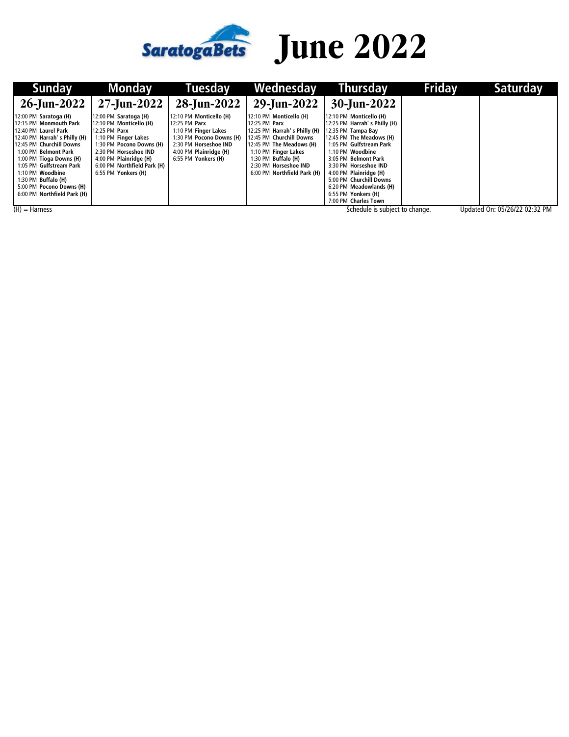# June 2022

| Sunday | Monday | Tuesday | Wednesday | Thursday | Friday | Saturday |
|---|---|---|---|---|---|---|
| **26-Jun-2022** | **27-Jun-2022** | **28-Jun-2022** | **29-Jun-2022** | **30-Jun-2022** | | |
| 12:00 PM **Saratoga (H)**<br>12:15 PM **Monmouth Park**<br>12:40 PM **Laurel Park**<br>12:40 PM **Harrah' s Philly (H)**<br>12:45 PM **Churchill Downs**<br>1:00 PM **Belmont Park**<br>1:00 PM **Tioga Downs (H)**<br>1:05 PM **Gulfstream Park**<br>1:10 PM **Woodbine**<br>1:30 PM **Buffalo (H)**<br>5:00 PM **Pocono Downs (H)**<br>6:00 PM **Northfield Park (H)** | 12:00 PM **Saratoga (H)**<br>12:10 PM **Monticello (H)**<br>12:25 PM **Parx**<br>1:10 PM **Finger Lakes**<br>1:30 PM **Pocono Downs (H)**<br>2:30 PM **Horseshoe IND**<br>4:00 PM **Plainridge (H)**<br>6:00 PM **Northfield Park (H)**<br>6:55 PM **Yonkers (H)** | 12:10 PM **Monticello (H)**<br>12:25 PM **Parx**<br>1:10 PM **Finger Lakes**<br>1:30 PM **Pocono Downs (H)**<br>2:30 PM **Horseshoe IND**<br>4:00 PM **Plainridge (H)**<br>6:55 PM **Yonkers (H)** | 12:10 PM **Monticello (H)**<br>12:25 PM **Parx**<br>12:25 PM **Harrah' s Philly (H)**<br>12:45 PM **Churchill Downs**<br>12:45 PM **The Meadows (H)**<br>1:10 PM **Finger Lakes**<br>1:30 PM **Buffalo (H)**<br>2:30 PM **Horseshoe IND**<br>6:00 PM **Northfield Park (H)** | 12:10 PM **Monticello (H)**<br>12:25 PM **Harrah' s Philly (H)**<br>12:35 PM **Tampa Bay**<br>12:45 PM **The Meadows (H)**<br>1:05 PM **Gulfstream Park**<br>1:10 PM **Woodbine**<br>3:05 PM **Belmont Park**<br>3:30 PM **Horseshoe IND**<br>4:00 PM **Plainridge (H)**<br>5:00 PM **Churchill Downs**<br>6:20 PM **Meadowlands (H)**<br>6:55 PM **Yonkers (H)**<br>7:00 PM **Charles Town** | | |

(H) = Harness

Schedule is subject to change.

Updated On: 05/26/22 02:32 PM